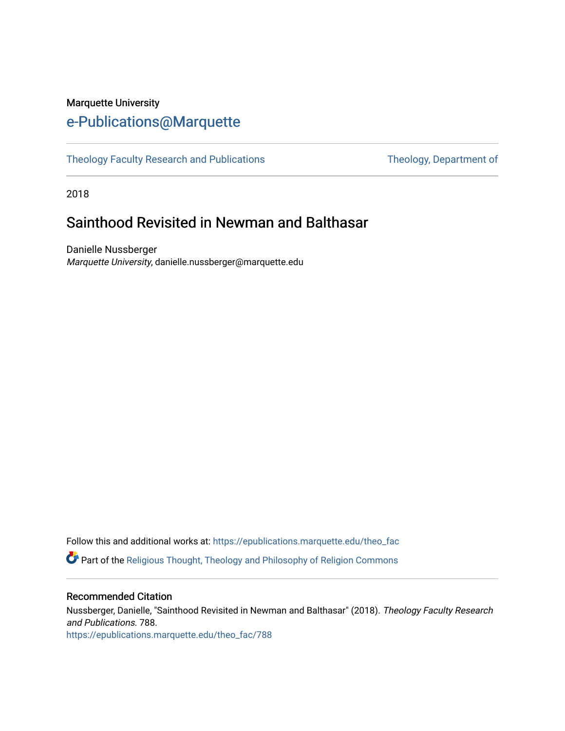Marquette University

# e-Publications@Marquette

Theology Faculty Research and Publications | Theology, Department of

2018

## Sainthood Revisited in Newman and Balthasar

Danielle Nussberger
*Marquette University*, danielle.nussberger@marquette.edu

Follow this and additional works at: https://epublications.marquette.edu/theo_fac

Part of the Religious Thought, Theology and Philosophy of Religion Commons

### Recommended Citation

Nussberger, Danielle, "Sainthood Revisited in Newman and Balthasar" (2018). *Theology Faculty Research and Publications*. 788.
https://epublications.marquette.edu/theo_fac/788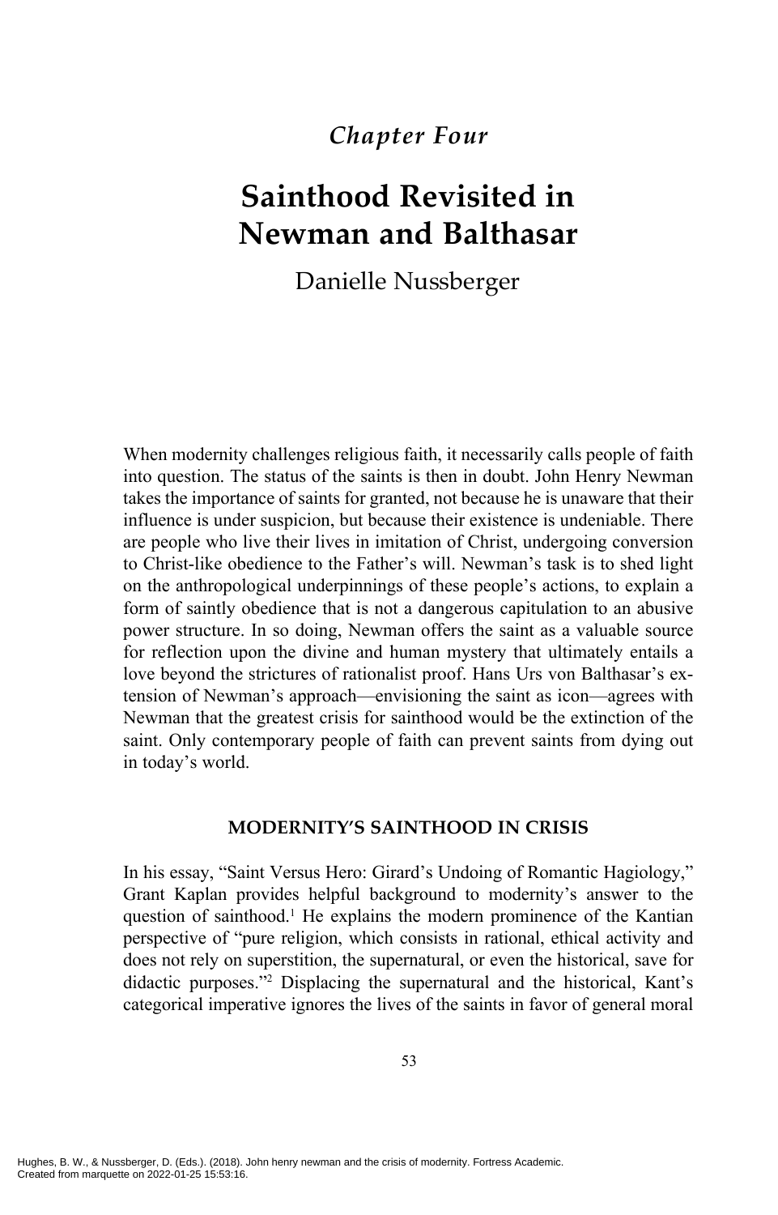## *Chapter Four*

# Sainthood Revisited in Newman and Balthasar

Danielle Nussberger

When modernity challenges religious faith, it necessarily calls people of faith into question. The status of the saints is then in doubt. John Henry Newman takes the importance of saints for granted, not because he is unaware that their influence is under suspicion, but because their existence is undeniable. There are people who live their lives in imitation of Christ, undergoing conversion to Christ-like obedience to the Father's will. Newman's task is to shed light on the anthropological underpinnings of these people's actions, to explain a form of saintly obedience that is not a dangerous capitulation to an abusive power structure. In so doing, Newman offers the saint as a valuable source for reflection upon the divine and human mystery that ultimately entails a love beyond the strictures of rationalist proof. Hans Urs von Balthasar's extension of Newman's approach—envisioning the saint as icon—agrees with Newman that the greatest crisis for sainthood would be the extinction of the saint. Only contemporary people of faith can prevent saints from dying out in today's world.

### MODERNITY'S SAINTHOOD IN CRISIS

In his essay, "Saint Versus Hero: Girard's Undoing of Romantic Hagiology," Grant Kaplan provides helpful background to modernity's answer to the question of sainthood.[1] He explains the modern prominence of the Kantian perspective of "pure religion, which consists in rational, ethical activity and does not rely on superstition, the supernatural, or even the historical, save for didactic purposes."[2] Displacing the supernatural and the historical, Kant's categorical imperative ignores the lives of the saints in favor of general moral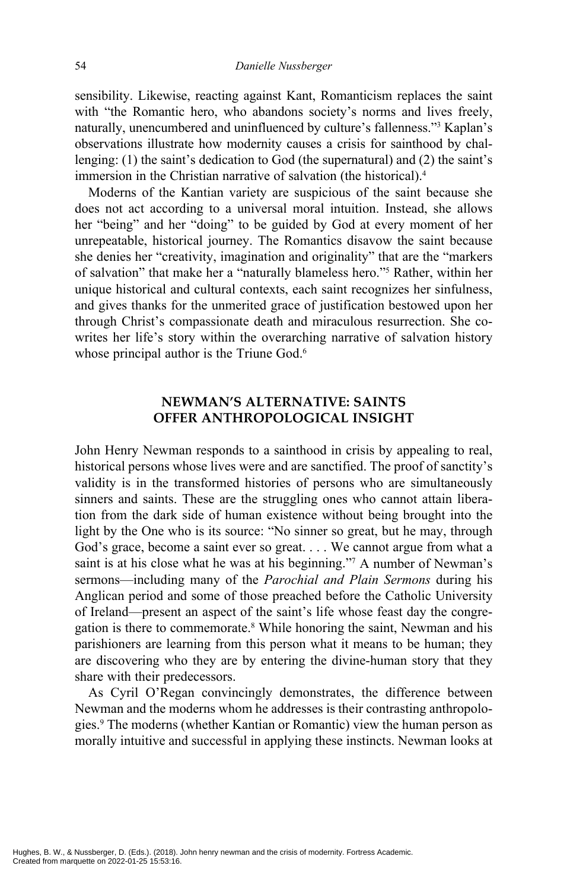sensibility. Likewise, reacting against Kant, Romanticism replaces the saint with "the Romantic hero, who abandons society's norms and lives freely, naturally, unencumbered and uninfluenced by culture's fallenness."[3] Kaplan's observations illustrate how modernity causes a crisis for sainthood by challenging: (1) the saint's dedication to God (the supernatural) and (2) the saint's immersion in the Christian narrative of salvation (the historical).[4]

Moderns of the Kantian variety are suspicious of the saint because she does not act according to a universal moral intuition. Instead, she allows her "being" and her "doing" to be guided by God at every moment of her unrepeatable, historical journey. The Romantics disavow the saint because she denies her "creativity, imagination and originality" that are the "markers of salvation" that make her a "naturally blameless hero."[5] Rather, within her unique historical and cultural contexts, each saint recognizes her sinfulness, and gives thanks for the unmerited grace of justification bestowed upon her through Christ's compassionate death and miraculous resurrection. She co-writes her life's story within the overarching narrative of salvation history whose principal author is the Triune God.[6]

## NEWMAN'S ALTERNATIVE: SAINTS OFFER ANTHROPOLOGICAL INSIGHT

John Henry Newman responds to a sainthood in crisis by appealing to real, historical persons whose lives were and are sanctified. The proof of sanctity's validity is in the transformed histories of persons who are simultaneously sinners and saints. These are the struggling ones who cannot attain liberation from the dark side of human existence without being brought into the light by the One who is its source: "No sinner so great, but he may, through God's grace, become a saint ever so great. . . . We cannot argue from what a saint is at his close what he was at his beginning."[7] A number of Newman's sermons—including many of the *Parochial and Plain Sermons* during his Anglican period and some of those preached before the Catholic University of Ireland—present an aspect of the saint's life whose feast day the congregation is there to commemorate.[8] While honoring the saint, Newman and his parishioners are learning from this person what it means to be human; they are discovering who they are by entering the divine-human story that they share with their predecessors.

As Cyril O'Regan convincingly demonstrates, the difference between Newman and the moderns whom he addresses is their contrasting anthropologies.[9] The moderns (whether Kantian or Romantic) view the human person as morally intuitive and successful in applying these instincts. Newman looks at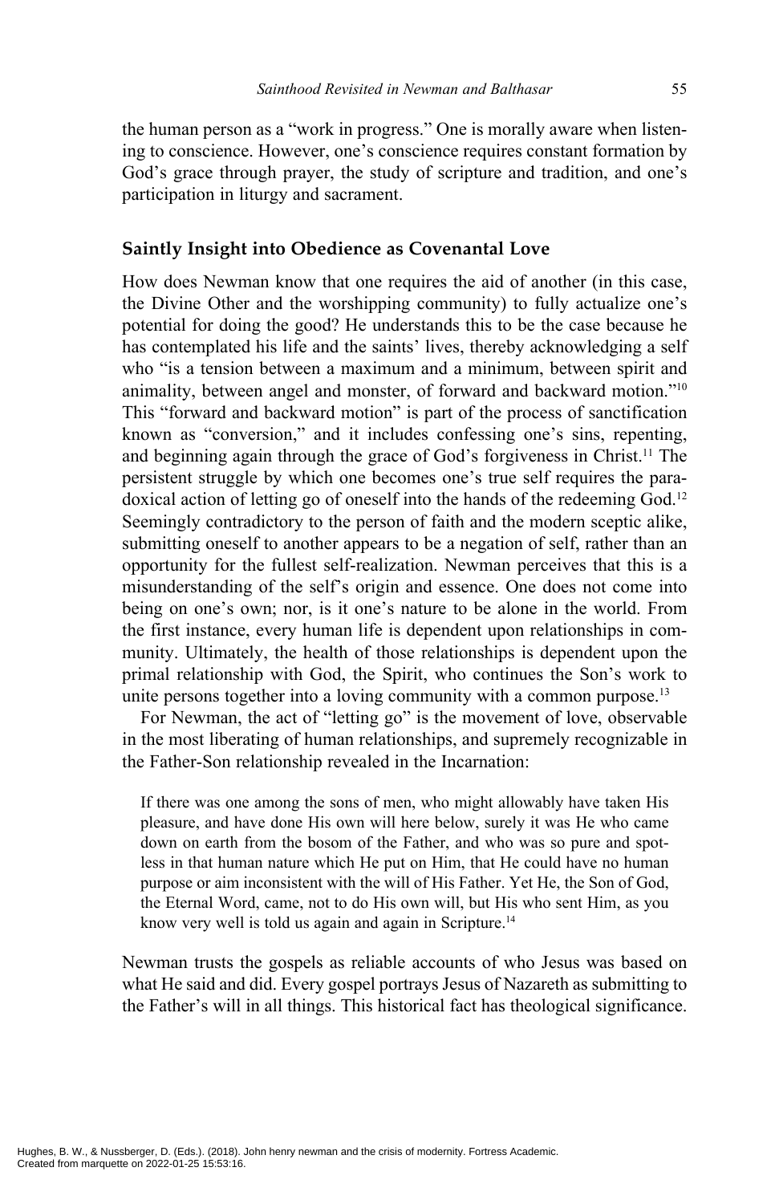the human person as a "work in progress." One is morally aware when listening to conscience. However, one's conscience requires constant formation by God's grace through prayer, the study of scripture and tradition, and one's participation in liturgy and sacrament.

## Saintly Insight into Obedience as Covenantal Love

How does Newman know that one requires the aid of another (in this case, the Divine Other and the worshipping community) to fully actualize one's potential for doing the good? He understands this to be the case because he has contemplated his life and the saints' lives, thereby acknowledging a self who "is a tension between a maximum and a minimum, between spirit and animality, between angel and monster, of forward and backward motion."[10] This "forward and backward motion" is part of the process of sanctification known as "conversion," and it includes confessing one's sins, repenting, and beginning again through the grace of God's forgiveness in Christ.[11] The persistent struggle by which one becomes one's true self requires the paradoxical action of letting go of oneself into the hands of the redeeming God.[12] Seemingly contradictory to the person of faith and the modern sceptic alike, submitting oneself to another appears to be a negation of self, rather than an opportunity for the fullest self-realization. Newman perceives that this is a misunderstanding of the self's origin and essence. One does not come into being on one's own; nor, is it one's nature to be alone in the world. From the first instance, every human life is dependent upon relationships in community. Ultimately, the health of those relationships is dependent upon the primal relationship with God, the Spirit, who continues the Son's work to unite persons together into a loving community with a common purpose.[13]

For Newman, the act of "letting go" is the movement of love, observable in the most liberating of human relationships, and supremely recognizable in the Father-Son relationship revealed in the Incarnation:

> If there was one among the sons of men, who might allowably have taken His pleasure, and have done His own will here below, surely it was He who came down on earth from the bosom of the Father, and who was so pure and spotless in that human nature which He put on Him, that He could have no human purpose or aim inconsistent with the will of His Father. Yet He, the Son of God, the Eternal Word, came, not to do His own will, but His who sent Him, as you know very well is told us again and again in Scripture.[14]

Newman trusts the gospels as reliable accounts of who Jesus was based on what He said and did. Every gospel portrays Jesus of Nazareth as submitting to the Father's will in all things. This historical fact has theological significance.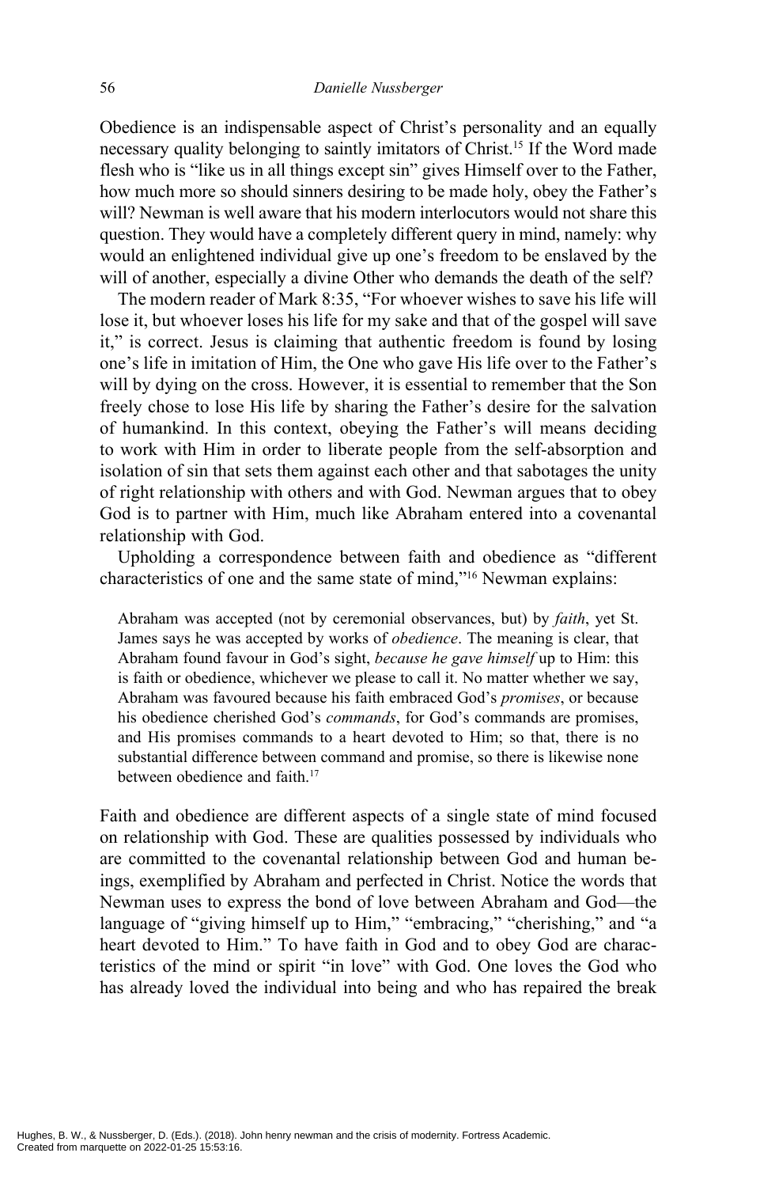Obedience is an indispensable aspect of Christ's personality and an equally necessary quality belonging to saintly imitators of Christ.[15] If the Word made flesh who is "like us in all things except sin" gives Himself over to the Father, how much more so should sinners desiring to be made holy, obey the Father's will? Newman is well aware that his modern interlocutors would not share this question. They would have a completely different query in mind, namely: why would an enlightened individual give up one's freedom to be enslaved by the will of another, especially a divine Other who demands the death of the self?

The modern reader of Mark 8:35, "For whoever wishes to save his life will lose it, but whoever loses his life for my sake and that of the gospel will save it," is correct. Jesus is claiming that authentic freedom is found by losing one's life in imitation of Him, the One who gave His life over to the Father's will by dying on the cross. However, it is essential to remember that the Son freely chose to lose His life by sharing the Father's desire for the salvation of humankind. In this context, obeying the Father's will means deciding to work with Him in order to liberate people from the self-absorption and isolation of sin that sets them against each other and that sabotages the unity of right relationship with others and with God. Newman argues that to obey God is to partner with Him, much like Abraham entered into a covenantal relationship with God.

Upholding a correspondence between faith and obedience as "different characteristics of one and the same state of mind,"[16] Newman explains:

> Abraham was accepted (not by ceremonial observances, but) by *faith*, yet St. James says he was accepted by works of *obedience*. The meaning is clear, that Abraham found favour in God's sight, *because he gave himself* up to Him: this is faith or obedience, whichever we please to call it. No matter whether we say, Abraham was favoured because his faith embraced God's *promises*, or because his obedience cherished God's *commands*, for God's commands are promises, and His promises commands to a heart devoted to Him; so that, there is no substantial difference between command and promise, so there is likewise none between obedience and faith.[17]

Faith and obedience are different aspects of a single state of mind focused on relationship with God. These are qualities possessed by individuals who are committed to the covenantal relationship between God and human beings, exemplified by Abraham and perfected in Christ. Notice the words that Newman uses to express the bond of love between Abraham and God—the language of "giving himself up to Him," "embracing," "cherishing," and "a heart devoted to Him." To have faith in God and to obey God are characteristics of the mind or spirit "in love" with God. One loves the God who has already loved the individual into being and who has repaired the break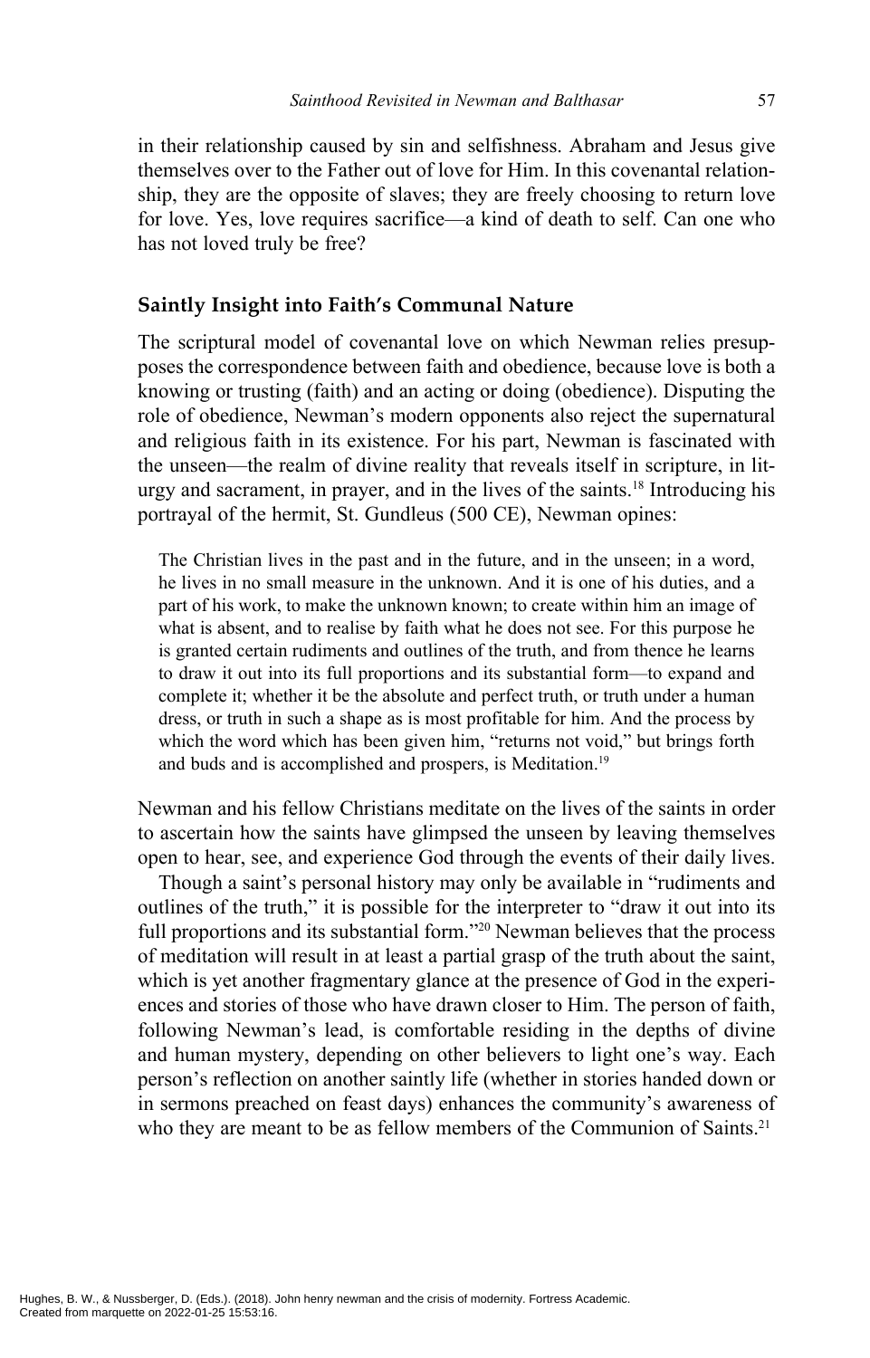in their relationship caused by sin and selfishness. Abraham and Jesus give themselves over to the Father out of love for Him. In this covenantal relationship, they are the opposite of slaves; they are freely choosing to return love for love. Yes, love requires sacrifice—a kind of death to self. Can one who has not loved truly be free?

## Saintly Insight into Faith's Communal Nature

The scriptural model of covenantal love on which Newman relies presupposes the correspondence between faith and obedience, because love is both a knowing or trusting (faith) and an acting or doing (obedience). Disputing the role of obedience, Newman's modern opponents also reject the supernatural and religious faith in its existence. For his part, Newman is fascinated with the unseen—the realm of divine reality that reveals itself in scripture, in liturgy and sacrament, in prayer, and in the lives of the saints.[18] Introducing his portrayal of the hermit, St. Gundleus (500 CE), Newman opines:

> The Christian lives in the past and in the future, and in the unseen; in a word, he lives in no small measure in the unknown. And it is one of his duties, and a part of his work, to make the unknown known; to create within him an image of what is absent, and to realise by faith what he does not see. For this purpose he is granted certain rudiments and outlines of the truth, and from thence he learns to draw it out into its full proportions and its substantial form—to expand and complete it; whether it be the absolute and perfect truth, or truth under a human dress, or truth in such a shape as is most profitable for him. And the process by which the word which has been given him, "returns not void," but brings forth and buds and is accomplished and prospers, is Meditation.[19]

Newman and his fellow Christians meditate on the lives of the saints in order to ascertain how the saints have glimpsed the unseen by leaving themselves open to hear, see, and experience God through the events of their daily lives.

Though a saint's personal history may only be available in "rudiments and outlines of the truth," it is possible for the interpreter to "draw it out into its full proportions and its substantial form."[20] Newman believes that the process of meditation will result in at least a partial grasp of the truth about the saint, which is yet another fragmentary glance at the presence of God in the experiences and stories of those who have drawn closer to Him. The person of faith, following Newman's lead, is comfortable residing in the depths of divine and human mystery, depending on other believers to light one's way. Each person's reflection on another saintly life (whether in stories handed down or in sermons preached on feast days) enhances the community's awareness of who they are meant to be as fellow members of the Communion of Saints.[21]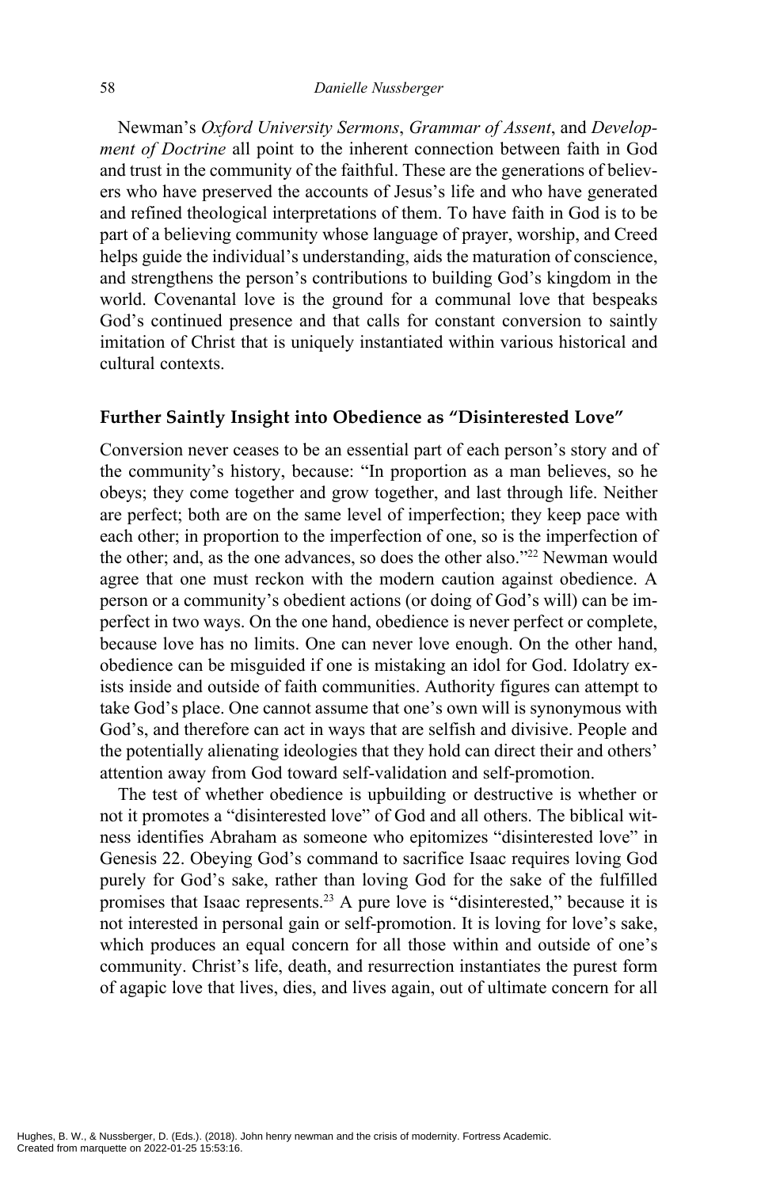Newman's *Oxford University Sermons*, *Grammar of Assent*, and *Development of Doctrine* all point to the inherent connection between faith in God and trust in the community of the faithful. These are the generations of believers who have preserved the accounts of Jesus's life and who have generated and refined theological interpretations of them. To have faith in God is to be part of a believing community whose language of prayer, worship, and Creed helps guide the individual's understanding, aids the maturation of conscience, and strengthens the person's contributions to building God's kingdom in the world. Covenantal love is the ground for a communal love that bespeaks God's continued presence and that calls for constant conversion to saintly imitation of Christ that is uniquely instantiated within various historical and cultural contexts.

## Further Saintly Insight into Obedience as "Disinterested Love"

Conversion never ceases to be an essential part of each person's story and of the community's history, because: "In proportion as a man believes, so he obeys; they come together and grow together, and last through life. Neither are perfect; both are on the same level of imperfection; they keep pace with each other; in proportion to the imperfection of one, so is the imperfection of the other; and, as the one advances, so does the other also."[22] Newman would agree that one must reckon with the modern caution against obedience. A person or a community's obedient actions (or doing of God's will) can be imperfect in two ways. On the one hand, obedience is never perfect or complete, because love has no limits. One can never love enough. On the other hand, obedience can be misguided if one is mistaking an idol for God. Idolatry exists inside and outside of faith communities. Authority figures can attempt to take God's place. One cannot assume that one's own will is synonymous with God's, and therefore can act in ways that are selfish and divisive. People and the potentially alienating ideologies that they hold can direct their and others' attention away from God toward self-validation and self-promotion.

The test of whether obedience is upbuilding or destructive is whether or not it promotes a "disinterested love" of God and all others. The biblical witness identifies Abraham as someone who epitomizes "disinterested love" in Genesis 22. Obeying God's command to sacrifice Isaac requires loving God purely for God's sake, rather than loving God for the sake of the fulfilled promises that Isaac represents.[23] A pure love is "disinterested," because it is not interested in personal gain or self-promotion. It is loving for love's sake, which produces an equal concern for all those within and outside of one's community. Christ's life, death, and resurrection instantiates the purest form of agapic love that lives, dies, and lives again, out of ultimate concern for all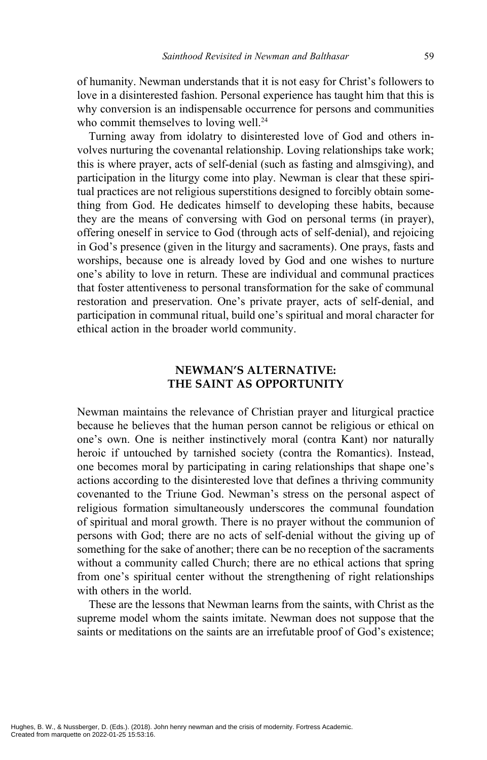of humanity. Newman understands that it is not easy for Christ's followers to love in a disinterested fashion. Personal experience has taught him that this is why conversion is an indispensable occurrence for persons and communities who commit themselves to loving well.[24]

Turning away from idolatry to disinterested love of God and others involves nurturing the covenantal relationship. Loving relationships take work; this is where prayer, acts of self-denial (such as fasting and almsgiving), and participation in the liturgy come into play. Newman is clear that these spiritual practices are not religious superstitions designed to forcibly obtain something from God. He dedicates himself to developing these habits, because they are the means of conversing with God on personal terms (in prayer), offering oneself in service to God (through acts of self-denial), and rejoicing in God's presence (given in the liturgy and sacraments). One prays, fasts and worships, because one is already loved by God and one wishes to nurture one's ability to love in return. These are individual and communal practices that foster attentiveness to personal transformation for the sake of communal restoration and preservation. One's private prayer, acts of self-denial, and participation in communal ritual, build one's spiritual and moral character for ethical action in the broader world community.

## NEWMAN'S ALTERNATIVE: THE SAINT AS OPPORTUNITY

Newman maintains the relevance of Christian prayer and liturgical practice because he believes that the human person cannot be religious or ethical on one's own. One is neither instinctively moral (contra Kant) nor naturally heroic if untouched by tarnished society (contra the Romantics). Instead, one becomes moral by participating in caring relationships that shape one's actions according to the disinterested love that defines a thriving community covenanted to the Triune God. Newman's stress on the personal aspect of religious formation simultaneously underscores the communal foundation of spiritual and moral growth. There is no prayer without the communion of persons with God; there are no acts of self-denial without the giving up of something for the sake of another; there can be no reception of the sacraments without a community called Church; there are no ethical actions that spring from one's spiritual center without the strengthening of right relationships with others in the world.

These are the lessons that Newman learns from the saints, with Christ as the supreme model whom the saints imitate. Newman does not suppose that the saints or meditations on the saints are an irrefutable proof of God's existence;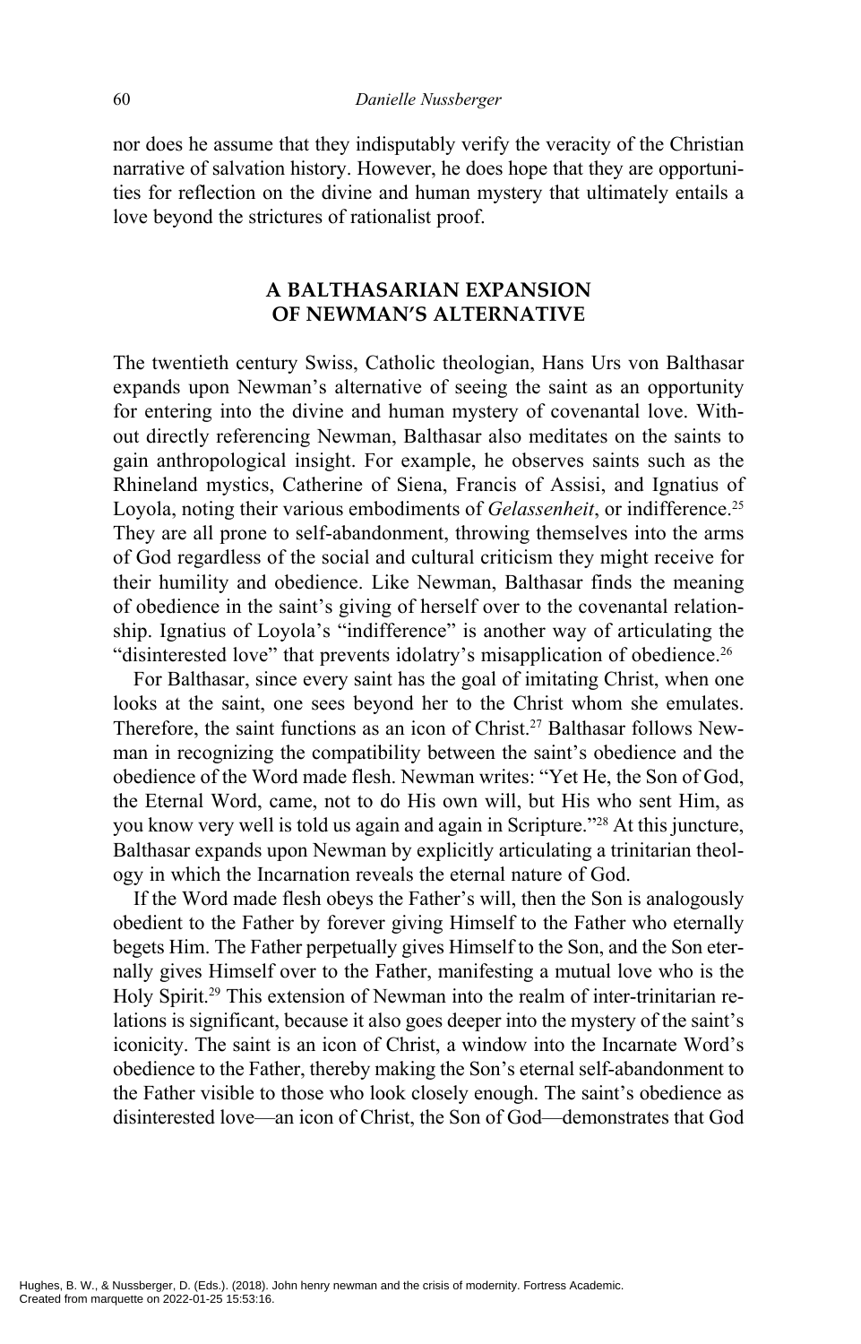nor does he assume that they indisputably verify the veracity of the Christian narrative of salvation history. However, he does hope that they are opportunities for reflection on the divine and human mystery that ultimately entails a love beyond the strictures of rationalist proof.

## A BALTHASARIAN EXPANSION OF NEWMAN'S ALTERNATIVE

The twentieth century Swiss, Catholic theologian, Hans Urs von Balthasar expands upon Newman's alternative of seeing the saint as an opportunity for entering into the divine and human mystery of covenantal love. Without directly referencing Newman, Balthasar also meditates on the saints to gain anthropological insight. For example, he observes saints such as the Rhineland mystics, Catherine of Siena, Francis of Assisi, and Ignatius of Loyola, noting their various embodiments of *Gelassenheit*, or indifference.[25] They are all prone to self-abandonment, throwing themselves into the arms of God regardless of the social and cultural criticism they might receive for their humility and obedience. Like Newman, Balthasar finds the meaning of obedience in the saint's giving of herself over to the covenantal relationship. Ignatius of Loyola's "indifference" is another way of articulating the "disinterested love" that prevents idolatry's misapplication of obedience.[26]

For Balthasar, since every saint has the goal of imitating Christ, when one looks at the saint, one sees beyond her to the Christ whom she emulates. Therefore, the saint functions as an icon of Christ.[27] Balthasar follows Newman in recognizing the compatibility between the saint's obedience and the obedience of the Word made flesh. Newman writes: "Yet He, the Son of God, the Eternal Word, came, not to do His own will, but His who sent Him, as you know very well is told us again and again in Scripture."[28] At this juncture, Balthasar expands upon Newman by explicitly articulating a trinitarian theology in which the Incarnation reveals the eternal nature of God.

If the Word made flesh obeys the Father's will, then the Son is analogously obedient to the Father by forever giving Himself to the Father who eternally begets Him. The Father perpetually gives Himself to the Son, and the Son eternally gives Himself over to the Father, manifesting a mutual love who is the Holy Spirit.[29] This extension of Newman into the realm of inter-trinitarian relations is significant, because it also goes deeper into the mystery of the saint's iconicity. The saint is an icon of Christ, a window into the Incarnate Word's obedience to the Father, thereby making the Son's eternal self-abandonment to the Father visible to those who look closely enough. The saint's obedience as disinterested love—an icon of Christ, the Son of God—demonstrates that God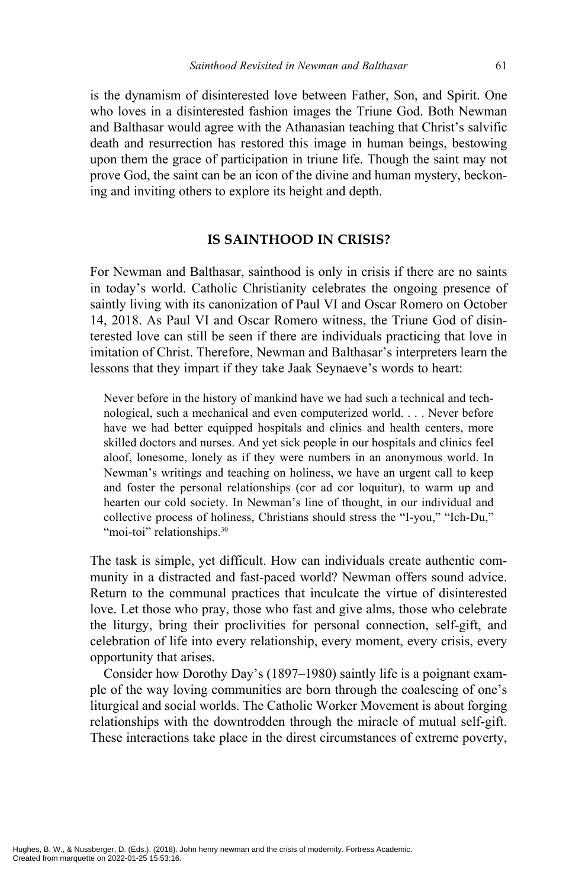is the dynamism of disinterested love between Father, Son, and Spirit. One who loves in a disinterested fashion images the Triune God. Both Newman and Balthasar would agree with the Athanasian teaching that Christ's salvific death and resurrection has restored this image in human beings, bestowing upon them the grace of participation in triune life. Though the saint may not prove God, the saint can be an icon of the divine and human mystery, beckoning and inviting others to explore its height and depth.

## IS SAINTHOOD IN CRISIS?

For Newman and Balthasar, sainthood is only in crisis if there are no saints in today's world. Catholic Christianity celebrates the ongoing presence of saintly living with its canonization of Paul VI and Oscar Romero on October 14, 2018. As Paul VI and Oscar Romero witness, the Triune God of disinterested love can still be seen if there are individuals practicing that love in imitation of Christ. Therefore, Newman and Balthasar's interpreters learn the lessons that they impart if they take Jaak Seynaeve's words to heart:

> Never before in the history of mankind have we had such a technical and technological, such a mechanical and even computerized world. . . . Never before have we had better equipped hospitals and clinics and health centers, more skilled doctors and nurses. And yet sick people in our hospitals and clinics feel aloof, lonesome, lonely as if they were numbers in an anonymous world. In Newman's writings and teaching on holiness, we have an urgent call to keep and foster the personal relationships (cor ad cor loquitur), to warm up and hearten our cold society. In Newman's line of thought, in our individual and collective process of holiness, Christians should stress the "I-you," "Ich-Du," "moi-toi" relationships.[30]

The task is simple, yet difficult. How can individuals create authentic community in a distracted and fast-paced world? Newman offers sound advice. Return to the communal practices that inculcate the virtue of disinterested love. Let those who pray, those who fast and give alms, those who celebrate the liturgy, bring their proclivities for personal connection, self-gift, and celebration of life into every relationship, every moment, every crisis, every opportunity that arises.

Consider how Dorothy Day's (1897–1980) saintly life is a poignant example of the way loving communities are born through the coalescing of one's liturgical and social worlds. The Catholic Worker Movement is about forging relationships with the downtrodden through the miracle of mutual self-gift. These interactions take place in the direst circumstances of extreme poverty,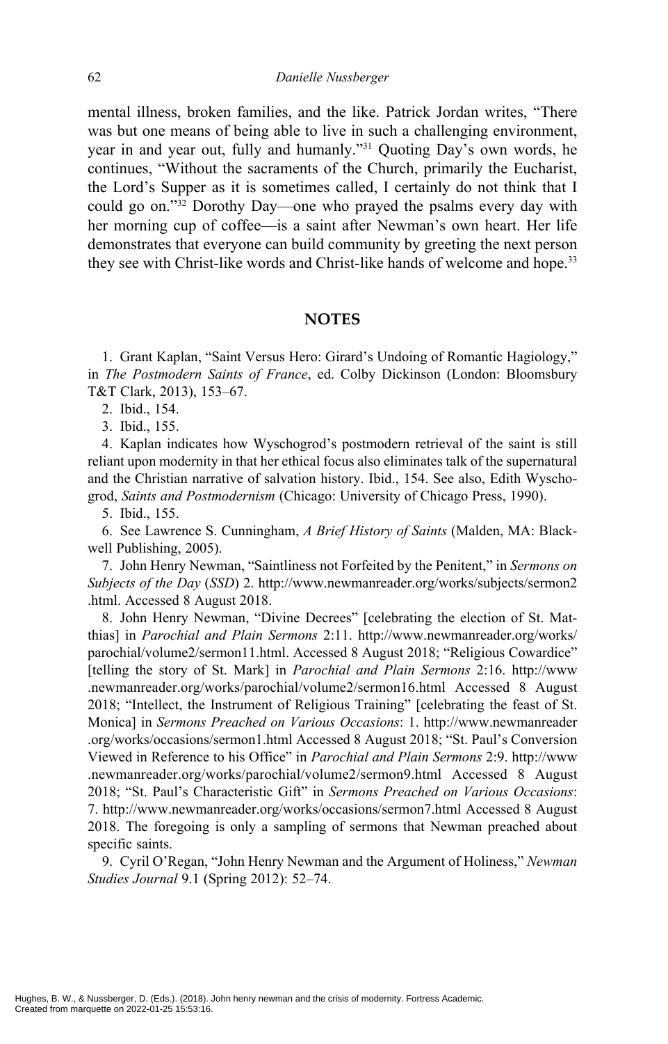mental illness, broken families, and the like. Patrick Jordan writes, "There was but one means of being able to live in such a challenging environment, year in and year out, fully and humanly."[31] Quoting Day's own words, he continues, "Without the sacraments of the Church, primarily the Eucharist, the Lord's Supper as it is sometimes called, I certainly do not think that I could go on."[32] Dorothy Day—one who prayed the psalms every day with her morning cup of coffee—is a saint after Newman's own heart. Her life demonstrates that everyone can build community by greeting the next person they see with Christ-like words and Christ-like hands of welcome and hope.[33]

## NOTES

1. Grant Kaplan, "Saint Versus Hero: Girard's Undoing of Romantic Hagiology," in *The Postmodern Saints of France*, ed. Colby Dickinson (London: Bloomsbury T&T Clark, 2013), 153–67.

2. Ibid., 154.

3. Ibid., 155.

4. Kaplan indicates how Wyschogrod's postmodern retrieval of the saint is still reliant upon modernity in that her ethical focus also eliminates talk of the supernatural and the Christian narrative of salvation history. Ibid., 154. See also, Edith Wyschogrod, *Saints and Postmodernism* (Chicago: University of Chicago Press, 1990).

5. Ibid., 155.

6. See Lawrence S. Cunningham, *A Brief History of Saints* (Malden, MA: Blackwell Publishing, 2005).

7. John Henry Newman, "Saintliness not Forfeited by the Penitent," in *Sermons on Subjects of the Day* (*SSD*) 2. http://www.newmanreader.org/works/subjects/sermon2.html. Accessed 8 August 2018.

8. John Henry Newman, "Divine Decrees" [celebrating the election of St. Matthias] in *Parochial and Plain Sermons* 2:11. http://www.newmanreader.org/works/parochial/volume2/sermon11.html. Accessed 8 August 2018; "Religious Cowardice" [telling the story of St. Mark] in *Parochial and Plain Sermons* 2:16. http://www.newmanreader.org/works/parochial/volume2/sermon16.html Accessed 8 August 2018; "Intellect, the Instrument of Religious Training" [celebrating the feast of St. Monica] in *Sermons Preached on Various Occasions*: 1. http://www.newmanreader.org/works/occasions/sermon1.html Accessed 8 August 2018; "St. Paul's Conversion Viewed in Reference to his Office" in *Parochial and Plain Sermons* 2:9. http://www.newmanreader.org/works/parochial/volume2/sermon9.html Accessed 8 August 2018; "St. Paul's Characteristic Gift" in *Sermons Preached on Various Occasions*: 7. http://www.newmanreader.org/works/occasions/sermon7.html Accessed 8 August 2018. The foregoing is only a sampling of sermons that Newman preached about specific saints.

9. Cyril O'Regan, "John Henry Newman and the Argument of Holiness," *Newman Studies Journal* 9.1 (Spring 2012): 52–74.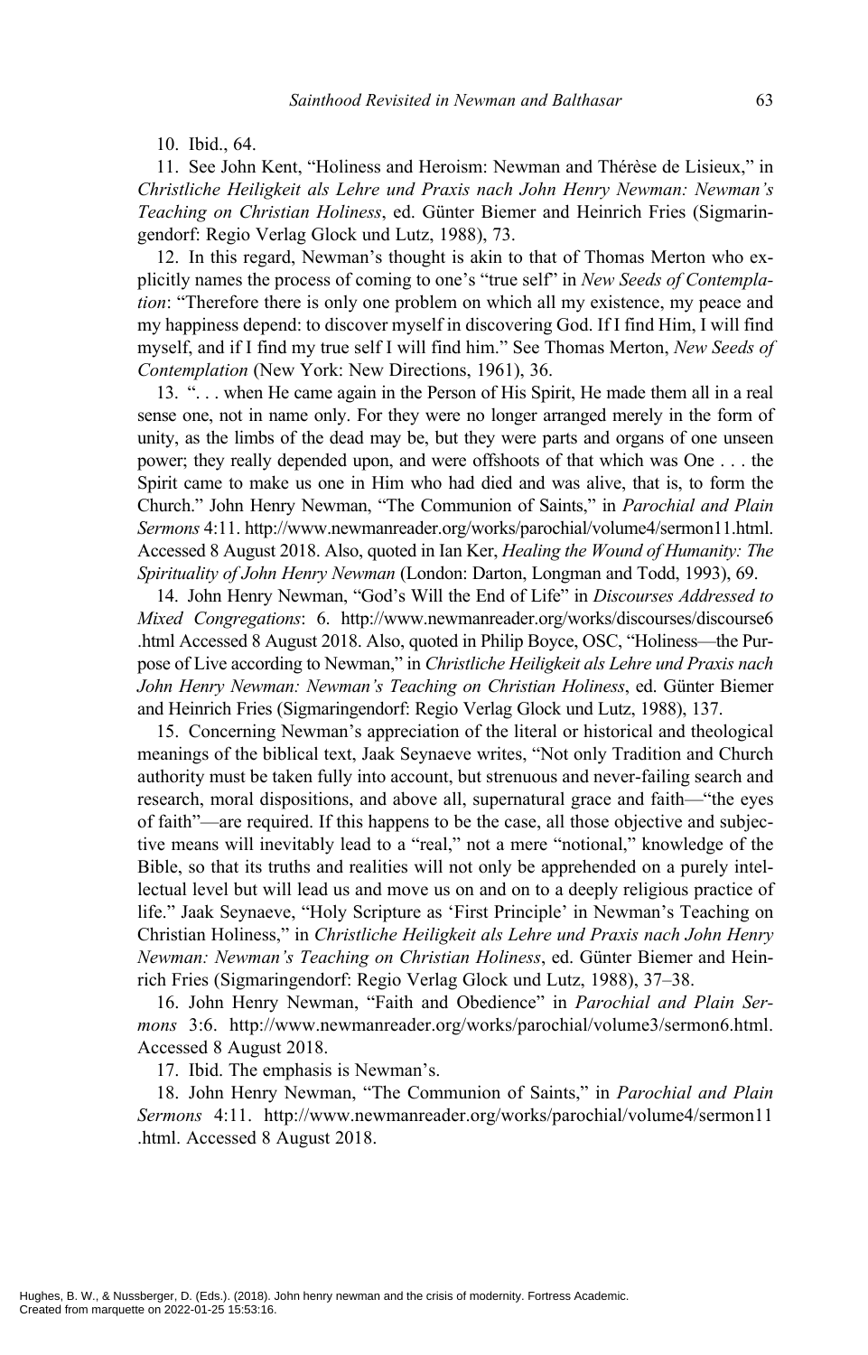10. Ibid., 64.

11. See John Kent, "Holiness and Heroism: Newman and Thérèse de Lisieux," in *Christliche Heiligkeit als Lehre und Praxis nach John Henry Newman: Newman's Teaching on Christian Holiness*, ed. Günter Biemer and Heinrich Fries (Sigmaringendorf: Regio Verlag Glock und Lutz, 1988), 73.

12. In this regard, Newman's thought is akin to that of Thomas Merton who explicitly names the process of coming to one's "true self" in *New Seeds of Contemplation*: "Therefore there is only one problem on which all my existence, my peace and my happiness depend: to discover myself in discovering God. If I find Him, I will find myself, and if I find my true self I will find him." See Thomas Merton, *New Seeds of Contemplation* (New York: New Directions, 1961), 36.

13. ". . . when He came again in the Person of His Spirit, He made them all in a real sense one, not in name only. For they were no longer arranged merely in the form of unity, as the limbs of the dead may be, but they were parts and organs of one unseen power; they really depended upon, and were offshoots of that which was One . . . the Spirit came to make us one in Him who had died and was alive, that is, to form the Church." John Henry Newman, "The Communion of Saints," in *Parochial and Plain Sermons* 4:11. http://www.newmanreader.org/works/parochial/volume4/sermon11.html. Accessed 8 August 2018. Also, quoted in Ian Ker, *Healing the Wound of Humanity: The Spirituality of John Henry Newman* (London: Darton, Longman and Todd, 1993), 69.

14. John Henry Newman, "God's Will the End of Life" in *Discourses Addressed to Mixed Congregations*: 6. http://www.newmanreader.org/works/discourses/discourse6.html Accessed 8 August 2018. Also, quoted in Philip Boyce, OSC, "Holiness—the Purpose of Live according to Newman," in *Christliche Heiligkeit als Lehre und Praxis nach John Henry Newman: Newman's Teaching on Christian Holiness*, ed. Günter Biemer and Heinrich Fries (Sigmaringendorf: Regio Verlag Glock und Lutz, 1988), 137.

15. Concerning Newman's appreciation of the literal or historical and theological meanings of the biblical text, Jaak Seynaeve writes, "Not only Tradition and Church authority must be taken fully into account, but strenuous and never-failing search and research, moral dispositions, and above all, supernatural grace and faith—"the eyes of faith"—are required. If this happens to be the case, all those objective and subjective means will inevitably lead to a "real," not a mere "notional," knowledge of the Bible, so that its truths and realities will not only be apprehended on a purely intellectual level but will lead us and move us on and on to a deeply religious practice of life." Jaak Seynaeve, "Holy Scripture as 'First Principle' in Newman's Teaching on Christian Holiness," in *Christliche Heiligkeit als Lehre und Praxis nach John Henry Newman: Newman's Teaching on Christian Holiness*, ed. Günter Biemer and Heinrich Fries (Sigmaringendorf: Regio Verlag Glock und Lutz, 1988), 37–38.

16. John Henry Newman, "Faith and Obedience" in *Parochial and Plain Sermons* 3:6. http://www.newmanreader.org/works/parochial/volume3/sermon6.html. Accessed 8 August 2018.

17. Ibid. The emphasis is Newman's.

18. John Henry Newman, "The Communion of Saints," in *Parochial and Plain Sermons* 4:11. http://www.newmanreader.org/works/parochial/volume4/sermon11.html. Accessed 8 August 2018.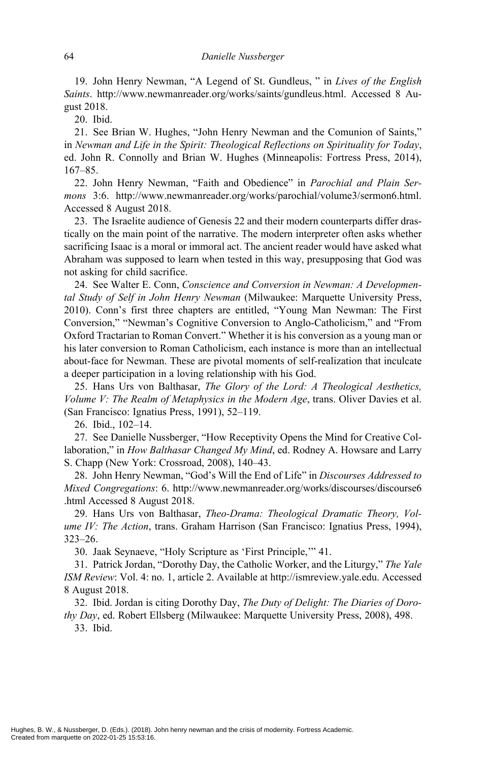19. John Henry Newman, “A Legend of St. Gundleus, ” in *Lives of the English Saints*. http://www.newmanreader.org/works/saints/gundleus.html. Accessed 8 August 2018.

20. Ibid.

21. See Brian W. Hughes, “John Henry Newman and the Comunion of Saints,” in *Newman and Life in the Spirit: Theological Reflections on Spirituality for Today*, ed. John R. Connolly and Brian W. Hughes (Minneapolis: Fortress Press, 2014), 167–85.

22. John Henry Newman, “Faith and Obedience” in *Parochial and Plain Sermons* 3:6. http://www.newmanreader.org/works/parochial/volume3/sermon6.html. Accessed 8 August 2018.

23. The Israelite audience of Genesis 22 and their modern counterparts differ drastically on the main point of the narrative. The modern interpreter often asks whether sacrificing Isaac is a moral or immoral act. The ancient reader would have asked what Abraham was supposed to learn when tested in this way, presupposing that God was not asking for child sacrifice.

24. See Walter E. Conn, *Conscience and Conversion in Newman: A Developmental Study of Self in John Henry Newman* (Milwaukee: Marquette University Press, 2010). Conn’s first three chapters are entitled, “Young Man Newman: The First Conversion,” “Newman’s Cognitive Conversion to Anglo-Catholicism,” and “From Oxford Tractarian to Roman Convert.” Whether it is his conversion as a young man or his later conversion to Roman Catholicism, each instance is more than an intellectual about-face for Newman. These are pivotal moments of self-realization that inculcate a deeper participation in a loving relationship with his God.

25. Hans Urs von Balthasar, *The Glory of the Lord: A Theological Aesthetics, Volume V: The Realm of Metaphysics in the Modern Age*, trans. Oliver Davies et al. (San Francisco: Ignatius Press, 1991), 52–119.

26. Ibid., 102–14.

27. See Danielle Nussberger, “How Receptivity Opens the Mind for Creative Collaboration,” in *How Balthasar Changed My Mind*, ed. Rodney A. Howsare and Larry S. Chapp (New York: Crossroad, 2008), 140–43.

28. John Henry Newman, “God’s Will the End of Life” in *Discourses Addressed to Mixed Congregations*: 6. http://www.newmanreader.org/works/discourses/discourse6.html Accessed 8 August 2018.

29. Hans Urs von Balthasar, *Theo-Drama: Theological Dramatic Theory, Volume IV: The Action*, trans. Graham Harrison (San Francisco: Ignatius Press, 1994), 323–26.

30. Jaak Seynaeve, “Holy Scripture as ‘First Principle,’” 41.

31. Patrick Jordan, “Dorothy Day, the Catholic Worker, and the Liturgy,” *The Yale ISM Review*: Vol. 4: no. 1, article 2. Available at http://ismreview.yale.edu. Accessed 8 August 2018.

32. Ibid. Jordan is citing Dorothy Day, *The Duty of Delight: The Diaries of Dorothy Day*, ed. Robert Ellsberg (Milwaukee: Marquette University Press, 2008), 498.

33. Ibid.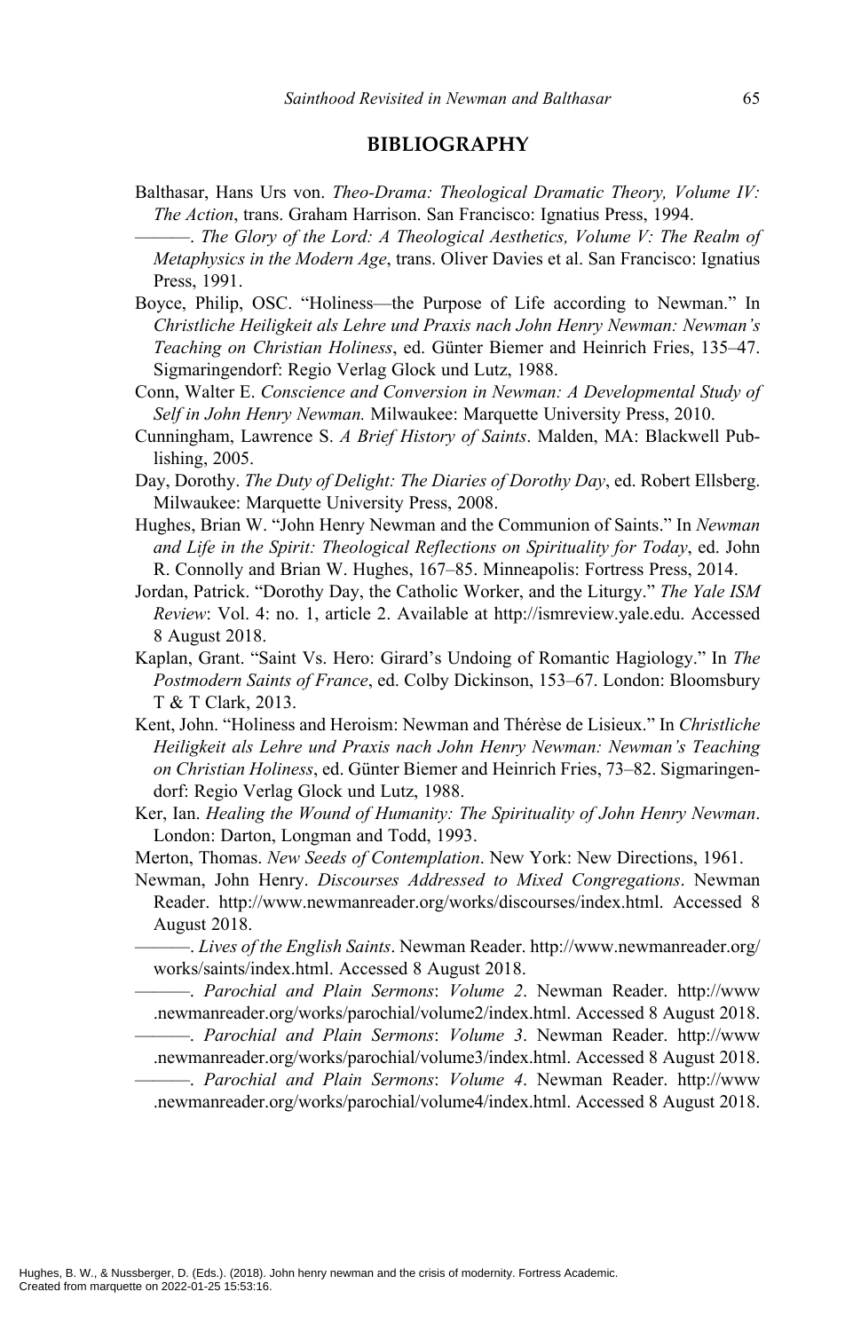## BIBLIOGRAPHY

Balthasar, Hans Urs von. *Theo-Drama: Theological Dramatic Theory, Volume IV: The Action*, trans. Graham Harrison. San Francisco: Ignatius Press, 1994.

———. *The Glory of the Lord: A Theological Aesthetics, Volume V: The Realm of Metaphysics in the Modern Age*, trans. Oliver Davies et al. San Francisco: Ignatius Press, 1991.

Boyce, Philip, OSC. "Holiness—the Purpose of Life according to Newman." In *Christliche Heiligkeit als Lehre und Praxis nach John Henry Newman: Newman's Teaching on Christian Holiness*, ed. Günter Biemer and Heinrich Fries, 135–47. Sigmaringendorf: Regio Verlag Glock und Lutz, 1988.

Conn, Walter E. *Conscience and Conversion in Newman: A Developmental Study of Self in John Henry Newman.* Milwaukee: Marquette University Press, 2010.

Cunningham, Lawrence S. *A Brief History of Saints*. Malden, MA: Blackwell Publishing, 2005.

Day, Dorothy. *The Duty of Delight: The Diaries of Dorothy Day*, ed. Robert Ellsberg. Milwaukee: Marquette University Press, 2008.

Hughes, Brian W. "John Henry Newman and the Communion of Saints." In *Newman and Life in the Spirit: Theological Reflections on Spirituality for Today*, ed. John R. Connolly and Brian W. Hughes, 167–85. Minneapolis: Fortress Press, 2014.

Jordan, Patrick. "Dorothy Day, the Catholic Worker, and the Liturgy." *The Yale ISM Review*: Vol. 4: no. 1, article 2. Available at http://ismreview.yale.edu. Accessed 8 August 2018.

Kaplan, Grant. "Saint Vs. Hero: Girard's Undoing of Romantic Hagiology." In *The Postmodern Saints of France*, ed. Colby Dickinson, 153–67. London: Bloomsbury T & T Clark, 2013.

Kent, John. "Holiness and Heroism: Newman and Thérèse de Lisieux." In *Christliche Heiligkeit als Lehre und Praxis nach John Henry Newman: Newman's Teaching on Christian Holiness*, ed. Günter Biemer and Heinrich Fries, 73–82. Sigmaringendorf: Regio Verlag Glock und Lutz, 1988.

Ker, Ian. *Healing the Wound of Humanity: The Spirituality of John Henry Newman*. London: Darton, Longman and Todd, 1993.

Merton, Thomas. *New Seeds of Contemplation*. New York: New Directions, 1961.

Newman, John Henry. *Discourses Addressed to Mixed Congregations*. Newman Reader. http://www.newmanreader.org/works/discourses/index.html. Accessed 8 August 2018.

———. *Lives of the English Saints*. Newman Reader. http://www.newmanreader.org/works/saints/index.html. Accessed 8 August 2018.

———. *Parochial and Plain Sermons*: *Volume 2*. Newman Reader. http://www.newmanreader.org/works/parochial/volume2/index.html. Accessed 8 August 2018.

———. *Parochial and Plain Sermons*: *Volume 3*. Newman Reader. http://www.newmanreader.org/works/parochial/volume3/index.html. Accessed 8 August 2018.

———. *Parochial and Plain Sermons*: *Volume 4*. Newman Reader. http://www.newmanreader.org/works/parochial/volume4/index.html. Accessed 8 August 2018.